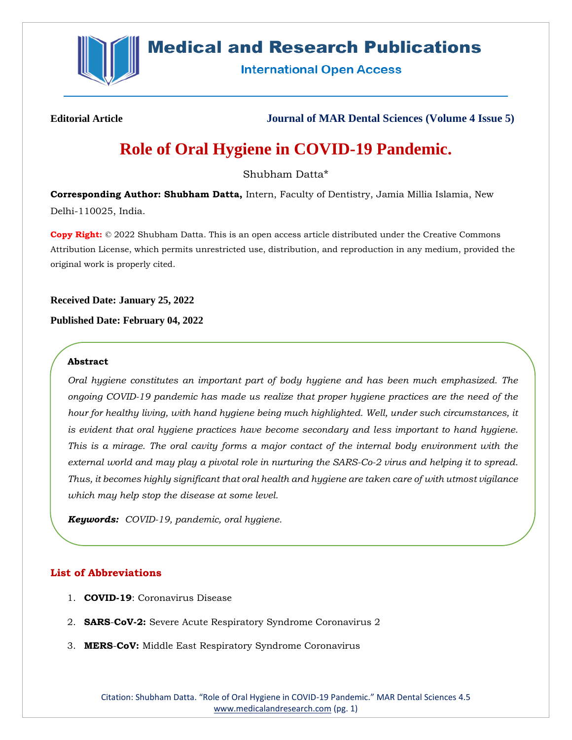**Editorial Article**

**Journal of MAR Dental Sciences (Volume 4 Issue 5)**

# Role of Oral Hygiene in COVID-19 Pandemic.

Shubham Datta*

**Corresponding Author: Shubham Datta,** Intern, Faculty of Dentistry, Jamia Millia Islamia, New Delhi-110025, India.

**Copy Right:** © 2022 Shubham Datta. This is an open access article distributed under the Creative Commons Attribution License, which permits unrestricted use, distribution, and reproduction in any medium, provided the original work is properly cited.

**Received Date: January 25, 2022**

**Published Date: February 04, 2022**

### Abstract

*Oral hygiene constitutes an important part of body hygiene and has been much emphasized. The ongoing COVID-19 pandemic has made us realize that proper hygiene practices are the need of the hour for healthy living, with hand hygiene being much highlighted. Well, under such circumstances, it is evident that oral hygiene practices have become secondary and less important to hand hygiene. This is a mirage. The oral cavity forms a major contact of the internal body environment with the external world and may play a pivotal role in nurturing the SARS-Co-2 virus and helping it to spread. Thus, it becomes highly significant that oral health and hygiene are taken care of with utmost vigilance which may help stop the disease at some level.*

***Keywords:*** *COVID-19, pandemic, oral hygiene.*

## List of Abbreviations

1. **COVID-19**: Coronavirus Disease
2. **SARS-CoV-2:** Severe Acute Respiratory Syndrome Coronavirus 2
3. **MERS-CoV:** Middle East Respiratory Syndrome Coronavirus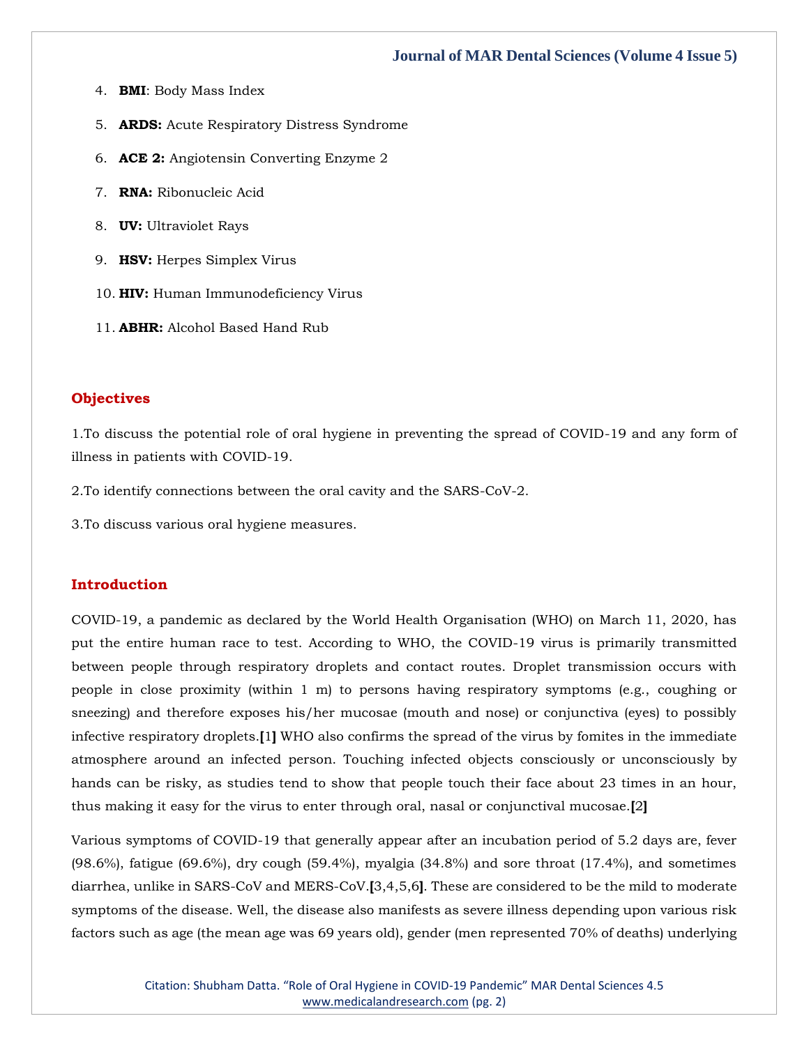4. **BMI**: Body Mass Index

5. **ARDS:** Acute Respiratory Distress Syndrome

6. **ACE 2:** Angiotensin Converting Enzyme 2

7. **RNA:** Ribonucleic Acid

8. **UV:** Ultraviolet Rays

9. **HSV:** Herpes Simplex Virus

10. **HIV:** Human Immunodeficiency Virus

11. **ABHR:** Alcohol Based Hand Rub

## Objectives

1.To discuss the potential role of oral hygiene in preventing the spread of COVID-19 and any form of illness in patients with COVID-19.

2.To identify connections between the oral cavity and the SARS-CoV-2.

3.To discuss various oral hygiene measures.

## Introduction

COVID-19, a pandemic as declared by the World Health Organisation (WHO) on March 11, 2020, has put the entire human race to test. According to WHO, the COVID-19 virus is primarily transmitted between people through respiratory droplets and contact routes. Droplet transmission occurs with people in close proximity (within 1 m) to persons having respiratory symptoms (e.g., coughing or sneezing) and therefore exposes his/her mucosae (mouth and nose) or conjunctiva (eyes) to possibly infective respiratory droplets.[1] WHO also confirms the spread of the virus by fomites in the immediate atmosphere around an infected person. Touching infected objects consciously or unconsciously by hands can be risky, as studies tend to show that people touch their face about 23 times in an hour, thus making it easy for the virus to enter through oral, nasal or conjunctival mucosae.[2]

Various symptoms of COVID-19 that generally appear after an incubation period of 5.2 days are, fever (98.6%), fatigue (69.6%), dry cough (59.4%), myalgia (34.8%) and sore throat (17.4%), and sometimes diarrhea, unlike in SARS-CoV and MERS-CoV.[3,4,5,6]. These are considered to be the mild to moderate symptoms of the disease. Well, the disease also manifests as severe illness depending upon various risk factors such as age (the mean age was 69 years old), gender (men represented 70% of deaths) underlying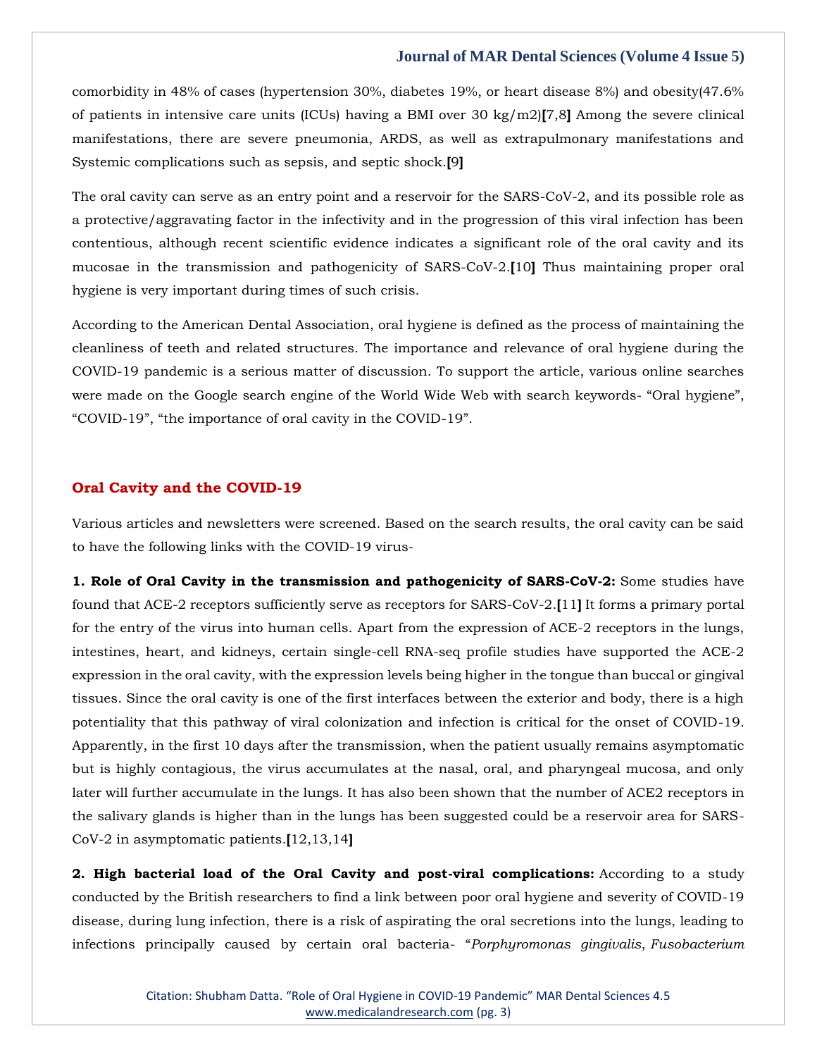comorbidity in 48% of cases (hypertension 30%, diabetes 19%, or heart disease 8%) and obesity(47.6% of patients in intensive care units (ICUs) having a BMI over 30 kg/m2)[7,8] Among the severe clinical manifestations, there are severe pneumonia, ARDS, as well as extrapulmonary manifestations and Systemic complications such as sepsis, and septic shock.[9]

The oral cavity can serve as an entry point and a reservoir for the SARS-CoV-2, and its possible role as a protective/aggravating factor in the infectivity and in the progression of this viral infection has been contentious, although recent scientific evidence indicates a significant role of the oral cavity and its mucosae in the transmission and pathogenicity of SARS-CoV-2.[10] Thus maintaining proper oral hygiene is very important during times of such crisis.

According to the American Dental Association, oral hygiene is defined as the process of maintaining the cleanliness of teeth and related structures. The importance and relevance of oral hygiene during the COVID-19 pandemic is a serious matter of discussion. To support the article, various online searches were made on the Google search engine of the World Wide Web with search keywords- "Oral hygiene", "COVID-19", "the importance of oral cavity in the COVID-19".

## Oral Cavity and the COVID-19

Various articles and newsletters were screened. Based on the search results, the oral cavity can be said to have the following links with the COVID-19 virus-

**1. Role of Oral Cavity in the transmission and pathogenicity of SARS-CoV-2:** Some studies have found that ACE-2 receptors sufficiently serve as receptors for SARS-CoV-2.[11] It forms a primary portal for the entry of the virus into human cells. Apart from the expression of ACE-2 receptors in the lungs, intestines, heart, and kidneys, certain single-cell RNA-seq profile studies have supported the ACE-2 expression in the oral cavity, with the expression levels being higher in the tongue than buccal or gingival tissues. Since the oral cavity is one of the first interfaces between the exterior and body, there is a high potentiality that this pathway of viral colonization and infection is critical for the onset of COVID-19. Apparently, in the first 10 days after the transmission, when the patient usually remains asymptomatic but is highly contagious, the virus accumulates at the nasal, oral, and pharyngeal mucosa, and only later will further accumulate in the lungs. It has also been shown that the number of ACE2 receptors in the salivary glands is higher than in the lungs has been suggested could be a reservoir area for SARS-CoV-2 in asymptomatic patients.[12,13,14]

**2. High bacterial load of the Oral Cavity and post-viral complications:** According to a study conducted by the British researchers to find a link between poor oral hygiene and severity of COVID-19 disease, during lung infection, there is a risk of aspirating the oral secretions into the lungs, leading to infections principally caused by certain oral bacteria- "*Porphyromonas gingivalis*, *Fusobacterium*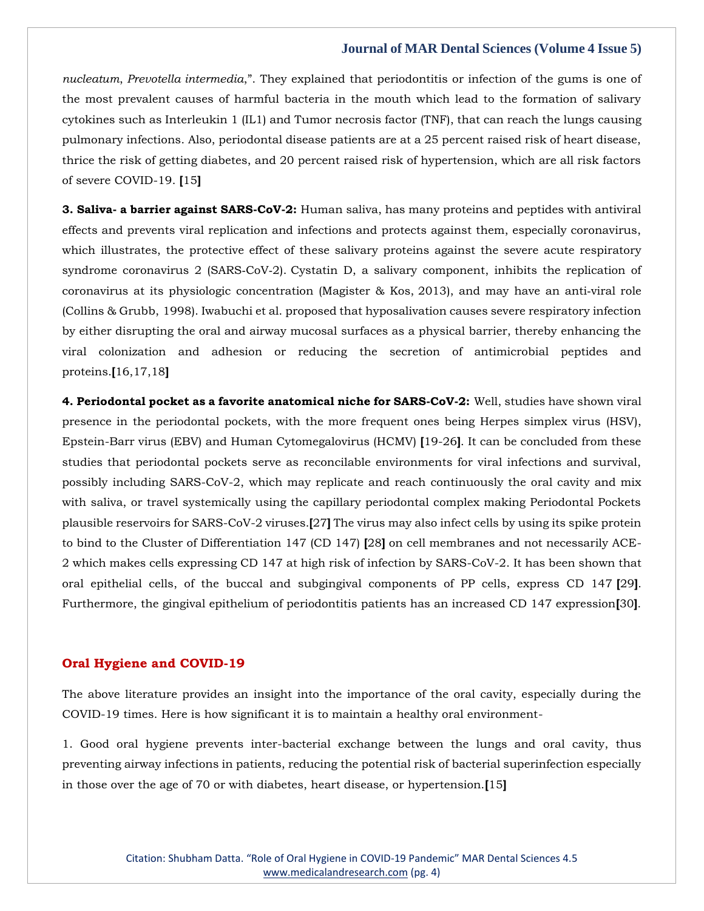*nucleatum*, *Prevotella intermedia*,". They explained that periodontitis or infection of the gums is one of the most prevalent causes of harmful bacteria in the mouth which lead to the formation of salivary cytokines such as Interleukin 1 (IL1) and Tumor necrosis factor (TNF), that can reach the lungs causing pulmonary infections. Also, periodontal disease patients are at a 25 percent raised risk of heart disease, thrice the risk of getting diabetes, and 20 percent raised risk of hypertension, which are all risk factors of severe COVID-19. [15]

**3. Saliva- a barrier against SARS-CoV-2:** Human saliva, has many proteins and peptides with antiviral effects and prevents viral replication and infections and protects against them, especially coronavirus, which illustrates, the protective effect of these salivary proteins against the severe acute respiratory syndrome coronavirus 2 (SARS-CoV-2). Cystatin D, a salivary component, inhibits the replication of coronavirus at its physiologic concentration (Magister & Kos, 2013), and may have an anti-viral role (Collins & Grubb, 1998). Iwabuchi et al. proposed that hyposalivation causes severe respiratory infection by either disrupting the oral and airway mucosal surfaces as a physical barrier, thereby enhancing the viral colonization and adhesion or reducing the secretion of antimicrobial peptides and proteins.[16,17,18]

**4. Periodontal pocket as a favorite anatomical niche for SARS-CoV-2:** Well, studies have shown viral presence in the periodontal pockets, with the more frequent ones being Herpes simplex virus (HSV), Epstein-Barr virus (EBV) and Human Cytomegalovirus (HCMV) [19-26]. It can be concluded from these studies that periodontal pockets serve as reconcilable environments for viral infections and survival, possibly including SARS-CoV-2, which may replicate and reach continuously the oral cavity and mix with saliva, or travel systemically using the capillary periodontal complex making Periodontal Pockets plausible reservoirs for SARS-CoV-2 viruses.[27] The virus may also infect cells by using its spike protein to bind to the Cluster of Differentiation 147 (CD 147) [28] on cell membranes and not necessarily ACE-2 which makes cells expressing CD 147 at high risk of infection by SARS-CoV-2. It has been shown that oral epithelial cells, of the buccal and subgingival components of PP cells, express CD 147 [29]. Furthermore, the gingival epithelium of periodontitis patients has an increased CD 147 expression[30].

## Oral Hygiene and COVID-19

The above literature provides an insight into the importance of the oral cavity, especially during the COVID-19 times. Here is how significant it is to maintain a healthy oral environment-

1. Good oral hygiene prevents inter-bacterial exchange between the lungs and oral cavity, thus preventing airway infections in patients, reducing the potential risk of bacterial superinfection especially in those over the age of 70 or with diabetes, heart disease, or hypertension.[15]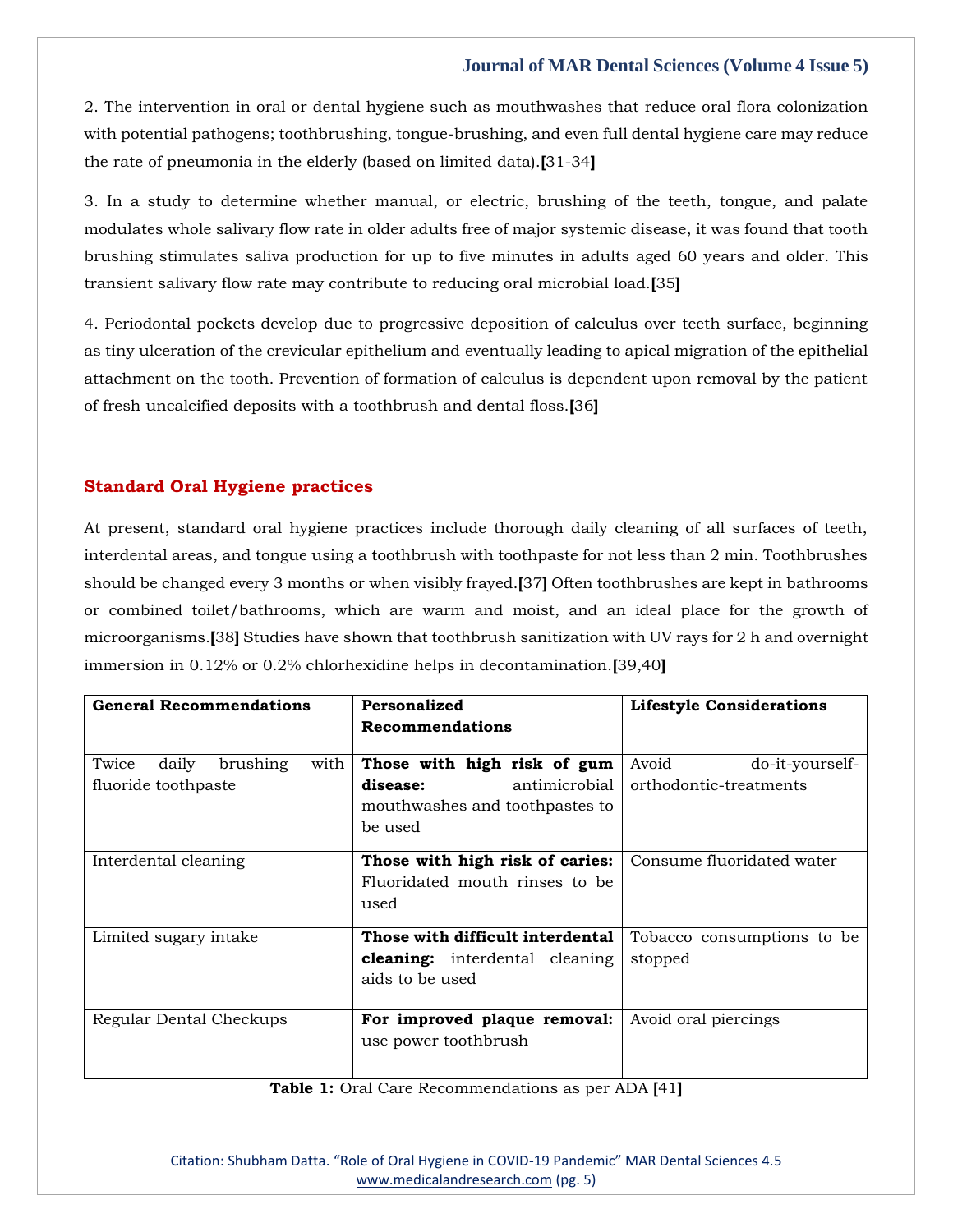2. The intervention in oral or dental hygiene such as mouthwashes that reduce oral flora colonization with potential pathogens; toothbrushing, tongue-brushing, and even full dental hygiene care may reduce the rate of pneumonia in the elderly (based on limited data).[31-34]

3. In a study to determine whether manual, or electric, brushing of the teeth, tongue, and palate modulates whole salivary flow rate in older adults free of major systemic disease, it was found that tooth brushing stimulates saliva production for up to five minutes in adults aged 60 years and older. This transient salivary flow rate may contribute to reducing oral microbial load.[35]

4. Periodontal pockets develop due to progressive deposition of calculus over teeth surface, beginning as tiny ulceration of the crevicular epithelium and eventually leading to apical migration of the epithelial attachment on the tooth. Prevention of formation of calculus is dependent upon removal by the patient of fresh uncalcified deposits with a toothbrush and dental floss.[36]

## Standard Oral Hygiene practices

At present, standard oral hygiene practices include thorough daily cleaning of all surfaces of teeth, interdental areas, and tongue using a toothbrush with toothpaste for not less than 2 min. Toothbrushes should be changed every 3 months or when visibly frayed.[37] Often toothbrushes are kept in bathrooms or combined toilet/bathrooms, which are warm and moist, and an ideal place for the growth of microorganisms.[38] Studies have shown that toothbrush sanitization with UV rays for 2 h and overnight immersion in 0.12% or 0.2% chlorhexidine helps in decontamination.[39,40]

| General Recommendations | Personalized Recommendations | Lifestyle Considerations |
|---|---|---|
| Twice daily brushing with fluoride toothpaste | **Those with high risk of gum disease:** antimicrobial mouthwashes and toothpastes to be used | Avoid do-it-yourself-orthodontic-treatments |
| Interdental cleaning | **Those with high risk of caries:** Fluoridated mouth rinses to be used | Consume fluoridated water |
| Limited sugary intake | **Those with difficult interdental cleaning:** interdental cleaning aids to be used | Tobacco consumptions to be stopped |
| Regular Dental Checkups | **For improved plaque removal:** use power toothbrush | Avoid oral piercings |

**Table 1:** Oral Care Recommendations as per ADA [41]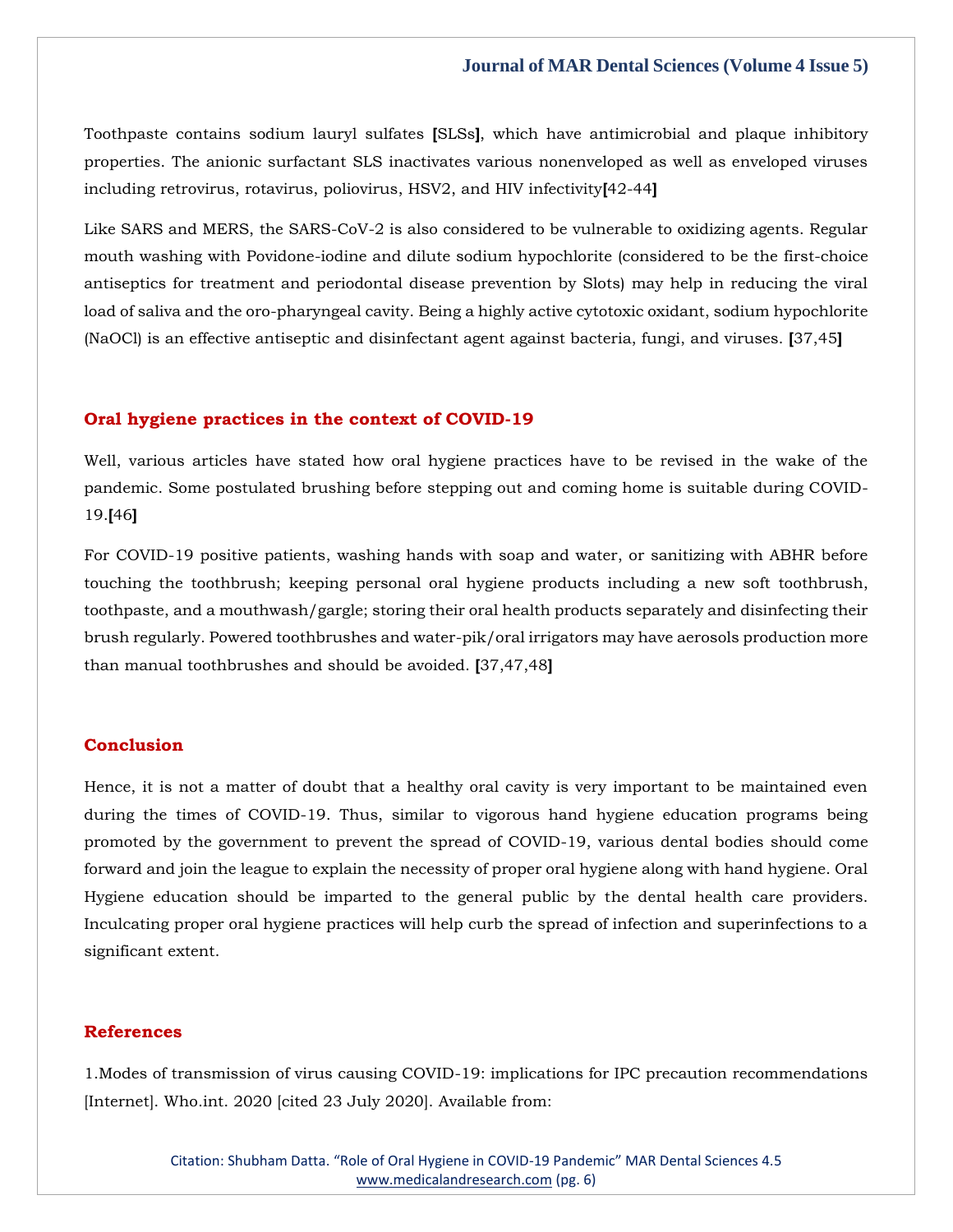Toothpaste contains sodium lauryl sulfates [SLSs], which have antimicrobial and plaque inhibitory properties. The anionic surfactant SLS inactivates various nonenveloped as well as enveloped viruses including retrovirus, rotavirus, poliovirus, HSV2, and HIV infectivity[42-44]

Like SARS and MERS, the SARS-CoV-2 is also considered to be vulnerable to oxidizing agents. Regular mouth washing with Povidone-iodine and dilute sodium hypochlorite (considered to be the first-choice antiseptics for treatment and periodontal disease prevention by Slots) may help in reducing the viral load of saliva and the oro-pharyngeal cavity. Being a highly active cytotoxic oxidant, sodium hypochlorite (NaOCl) is an effective antiseptic and disinfectant agent against bacteria, fungi, and viruses. [37,45]

## Oral hygiene practices in the context of COVID-19

Well, various articles have stated how oral hygiene practices have to be revised in the wake of the pandemic. Some postulated brushing before stepping out and coming home is suitable during COVID-19.[46]

For COVID-19 positive patients, washing hands with soap and water, or sanitizing with ABHR before touching the toothbrush; keeping personal oral hygiene products including a new soft toothbrush, toothpaste, and a mouthwash/gargle; storing their oral health products separately and disinfecting their brush regularly. Powered toothbrushes and water-pik/oral irrigators may have aerosols production more than manual toothbrushes and should be avoided. [37,47,48]

## Conclusion

Hence, it is not a matter of doubt that a healthy oral cavity is very important to be maintained even during the times of COVID-19. Thus, similar to vigorous hand hygiene education programs being promoted by the government to prevent the spread of COVID-19, various dental bodies should come forward and join the league to explain the necessity of proper oral hygiene along with hand hygiene. Oral Hygiene education should be imparted to the general public by the dental health care providers. Inculcating proper oral hygiene practices will help curb the spread of infection and superinfections to a significant extent.

## References

1.Modes of transmission of virus causing COVID-19: implications for IPC precaution recommendations [Internet]. Who.int. 2020 [cited 23 July 2020]. Available from: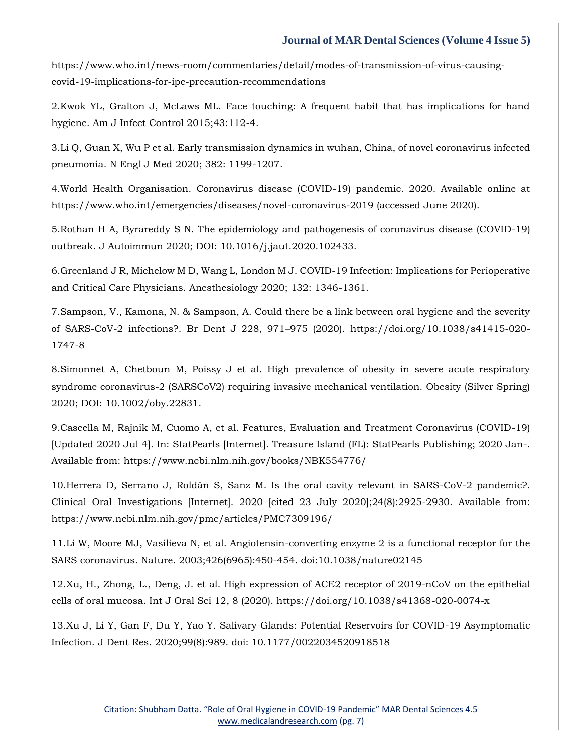https://www.who.int/news-room/commentaries/detail/modes-of-transmission-of-virus-causing-covid-19-implications-for-ipc-precaution-recommendations

2.Kwok YL, Gralton J, McLaws ML. Face touching: A frequent habit that has implications for hand hygiene. Am J Infect Control 2015;43:112-4.

3.Li Q, Guan X, Wu P et al. Early transmission dynamics in wuhan, China, of novel coronavirus infected pneumonia. N Engl J Med 2020; 382: 1199-1207.

4.World Health Organisation. Coronavirus disease (COVID-19) pandemic. 2020. Available online at https://www.who.int/emergencies/diseases/novel-coronavirus-2019 (accessed June 2020).

5.Rothan H A, Byrareddy S N. The epidemiology and pathogenesis of coronavirus disease (COVID-19) outbreak. J Autoimmun 2020; DOI: 10.1016/j.jaut.2020.102433.

6.Greenland J R, Michelow M D, Wang L, London M J. COVID-19 Infection: Implications for Perioperative and Critical Care Physicians. Anesthesiology 2020; 132: 1346-1361.

7.Sampson, V., Kamona, N. & Sampson, A. Could there be a link between oral hygiene and the severity of SARS-CoV-2 infections?. Br Dent J 228, 971–975 (2020). https://doi.org/10.1038/s41415-020-1747-8

8.Simonnet A, Chetboun M, Poissy J et al. High prevalence of obesity in severe acute respiratory syndrome coronavirus-2 (SARSCoV2) requiring invasive mechanical ventilation. Obesity (Silver Spring) 2020; DOI: 10.1002/oby.22831.

9.Cascella M, Rajnik M, Cuomo A, et al. Features, Evaluation and Treatment Coronavirus (COVID-19) [Updated 2020 Jul 4]. In: StatPearls [Internet]. Treasure Island (FL): StatPearls Publishing; 2020 Jan-. Available from: https://www.ncbi.nlm.nih.gov/books/NBK554776/

10.Herrera D, Serrano J, Roldán S, Sanz M. Is the oral cavity relevant in SARS-CoV-2 pandemic?. Clinical Oral Investigations [Internet]. 2020 [cited 23 July 2020];24(8):2925-2930. Available from: https://www.ncbi.nlm.nih.gov/pmc/articles/PMC7309196/

11.Li W, Moore MJ, Vasilieva N, et al. Angiotensin-converting enzyme 2 is a functional receptor for the SARS coronavirus. Nature. 2003;426(6965):450-454. doi:10.1038/nature02145

12.Xu, H., Zhong, L., Deng, J. et al. High expression of ACE2 receptor of 2019-nCoV on the epithelial cells of oral mucosa. Int J Oral Sci 12, 8 (2020). https://doi.org/10.1038/s41368-020-0074-x

13.Xu J, Li Y, Gan F, Du Y, Yao Y. Salivary Glands: Potential Reservoirs for COVID-19 Asymptomatic Infection. J Dent Res. 2020;99(8):989. doi: 10.1177/0022034520918518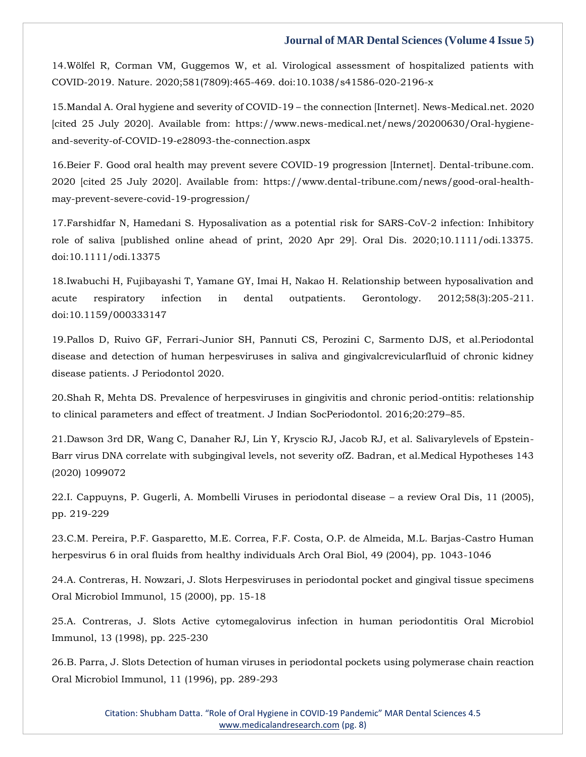14.Wölfel R, Corman VM, Guggemos W, et al. Virological assessment of hospitalized patients with COVID-2019. Nature. 2020;581(7809):465-469. doi:10.1038/s41586-020-2196-x

15.Mandal A. Oral hygiene and severity of COVID-19 – the connection [Internet]. News-Medical.net. 2020 [cited 25 July 2020]. Available from: https://www.news-medical.net/news/20200630/Oral-hygiene-and-severity-of-COVID-19-e28093-the-connection.aspx

16.Beier F. Good oral health may prevent severe COVID-19 progression [Internet]. Dental-tribune.com. 2020 [cited 25 July 2020]. Available from: https://www.dental-tribune.com/news/good-oral-health-may-prevent-severe-covid-19-progression/

17.Farshidfar N, Hamedani S. Hyposalivation as a potential risk for SARS-CoV-2 infection: Inhibitory role of saliva [published online ahead of print, 2020 Apr 29]. Oral Dis. 2020;10.1111/odi.13375. doi:10.1111/odi.13375

18.Iwabuchi H, Fujibayashi T, Yamane GY, Imai H, Nakao H. Relationship between hyposalivation and acute respiratory infection in dental outpatients. Gerontology. 2012;58(3):205-211. doi:10.1159/000333147

19.Pallos D, Ruivo GF, Ferrari-Junior SH, Pannuti CS, Perozini C, Sarmento DJS, et al.Periodontal disease and detection of human herpesviruses in saliva and gingivalcrevicularfluid of chronic kidney disease patients. J Periodontol 2020.

20.Shah R, Mehta DS. Prevalence of herpesviruses in gingivitis and chronic period-ontitis: relationship to clinical parameters and effect of treatment. J Indian SocPeriodontol. 2016;20:279–85.

21.Dawson 3rd DR, Wang C, Danaher RJ, Lin Y, Kryscio RJ, Jacob RJ, et al. Salivarylevels of Epstein-Barr virus DNA correlate with subgingival levels, not severity ofZ. Badran, et al.Medical Hypotheses 143 (2020) 1099072

22.I. Cappuyns, P. Gugerli, A. Mombelli Viruses in periodontal disease – a review Oral Dis, 11 (2005), pp. 219-229

23.C.M. Pereira, P.F. Gasparetto, M.E. Correa, F.F. Costa, O.P. de Almeida, M.L. Barjas-Castro Human herpesvirus 6 in oral fluids from healthy individuals Arch Oral Biol, 49 (2004), pp. 1043-1046

24.A. Contreras, H. Nowzari, J. Slots Herpesviruses in periodontal pocket and gingival tissue specimens Oral Microbiol Immunol, 15 (2000), pp. 15-18

25.A. Contreras, J. Slots Active cytomegalovirus infection in human periodontitis Oral Microbiol Immunol, 13 (1998), pp. 225-230

26.B. Parra, J. Slots Detection of human viruses in periodontal pockets using polymerase chain reaction Oral Microbiol Immunol, 11 (1996), pp. 289-293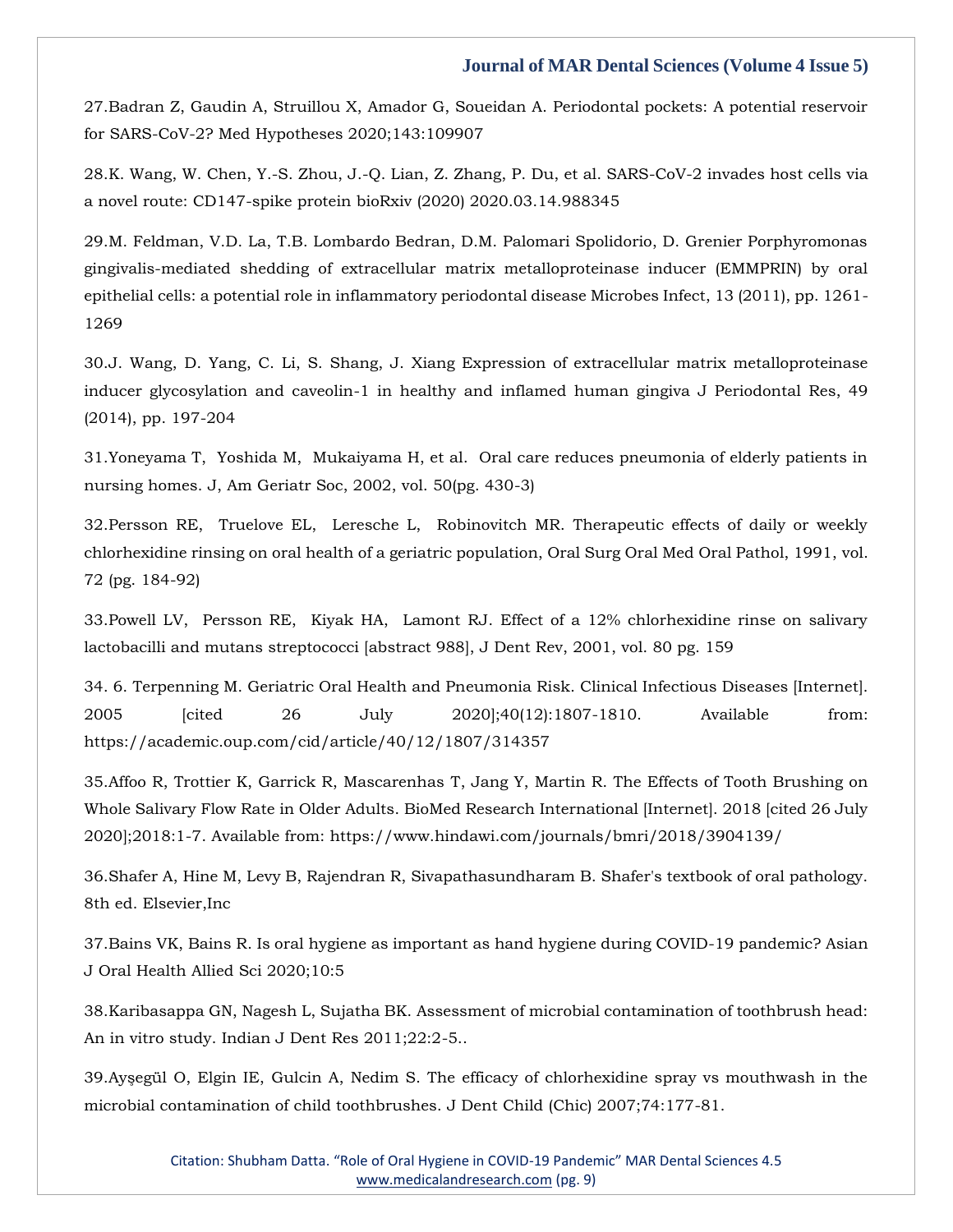27.Badran Z, Gaudin A, Struillou X, Amador G, Soueidan A. Periodontal pockets: A potential reservoir for SARS-CoV-2? Med Hypotheses 2020;143:109907

28.K. Wang, W. Chen, Y.-S. Zhou, J.-Q. Lian, Z. Zhang, P. Du, et al. SARS-CoV-2 invades host cells via a novel route: CD147-spike protein bioRxiv (2020) 2020.03.14.988345

29.M. Feldman, V.D. La, T.B. Lombardo Bedran, D.M. Palomari Spolidorio, D. Grenier Porphyromonas gingivalis-mediated shedding of extracellular matrix metalloproteinase inducer (EMMPRIN) by oral epithelial cells: a potential role in inflammatory periodontal disease Microbes Infect, 13 (2011), pp. 1261-1269

30.J. Wang, D. Yang, C. Li, S. Shang, J. Xiang Expression of extracellular matrix metalloproteinase inducer glycosylation and caveolin-1 in healthy and inflamed human gingiva J Periodontal Res, 49 (2014), pp. 197-204

31.Yoneyama T, Yoshida M, Mukaiyama H, et al. Oral care reduces pneumonia of elderly patients in nursing homes. J, Am Geriatr Soc, 2002, vol. 50(pg. 430-3)

32.Persson RE, Truelove EL, Leresche L, Robinovitch MR. Therapeutic effects of daily or weekly chlorhexidine rinsing on oral health of a geriatric population, Oral Surg Oral Med Oral Pathol, 1991, vol. 72 (pg. 184-92)

33.Powell LV, Persson RE, Kiyak HA, Lamont RJ. Effect of a 12% chlorhexidine rinse on salivary lactobacilli and mutans streptococci [abstract 988], J Dent Rev, 2001, vol. 80 pg. 159

34. 6. Terpenning M. Geriatric Oral Health and Pneumonia Risk. Clinical Infectious Diseases [Internet]. 2005 [cited 26 July 2020];40(12):1807-1810. Available from: https://academic.oup.com/cid/article/40/12/1807/314357

35.Affoo R, Trottier K, Garrick R, Mascarenhas T, Jang Y, Martin R. The Effects of Tooth Brushing on Whole Salivary Flow Rate in Older Adults. BioMed Research International [Internet]. 2018 [cited 26 July 2020];2018:1-7. Available from: https://www.hindawi.com/journals/bmri/2018/3904139/

36.Shafer A, Hine M, Levy B, Rajendran R, Sivapathasundharam B. Shafer's textbook of oral pathology. 8th ed. Elsevier,Inc

37.Bains VK, Bains R. Is oral hygiene as important as hand hygiene during COVID-19 pandemic? Asian J Oral Health Allied Sci 2020;10:5

38.Karibasappa GN, Nagesh L, Sujatha BK. Assessment of microbial contamination of toothbrush head: An in vitro study. Indian J Dent Res 2011;22:2-5..

39.Ayşegül O, Elgin IE, Gulcin A, Nedim S. The efficacy of chlorhexidine spray vs mouthwash in the microbial contamination of child toothbrushes. J Dent Child (Chic) 2007;74:177-81.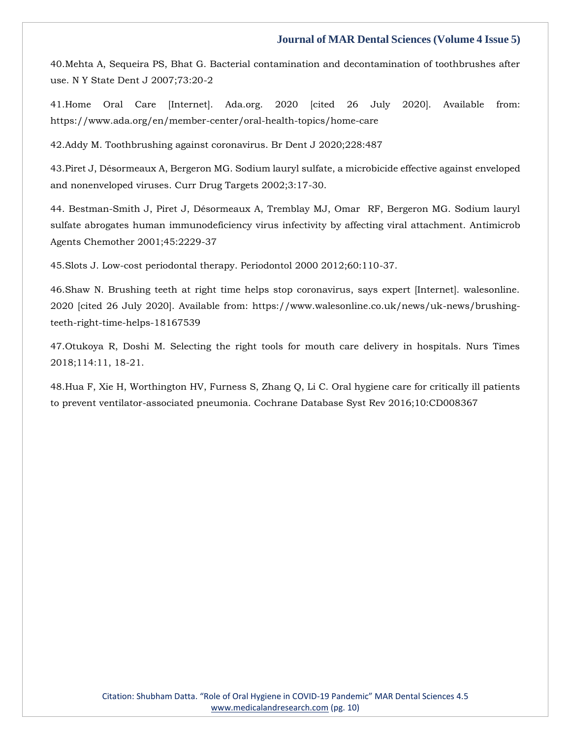40.Mehta A, Sequeira PS, Bhat G. Bacterial contamination and decontamination of toothbrushes after use. N Y State Dent J 2007;73:20-2

41.Home Oral Care [Internet]. Ada.org. 2020 [cited 26 July 2020]. Available from: https://www.ada.org/en/member-center/oral-health-topics/home-care

42.Addy M. Toothbrushing against coronavirus. Br Dent J 2020;228:487

43.Piret J, Désormeaux A, Bergeron MG. Sodium lauryl sulfate, a microbicide effective against enveloped and nonenveloped viruses. Curr Drug Targets 2002;3:17-30.

44. Bestman-Smith J, Piret J, Désormeaux A, Tremblay MJ, Omar RF, Bergeron MG. Sodium lauryl sulfate abrogates human immunodeficiency virus infectivity by affecting viral attachment. Antimicrob Agents Chemother 2001;45:2229-37

45.Slots J. Low-cost periodontal therapy. Periodontol 2000 2012;60:110-37.

46.Shaw N. Brushing teeth at right time helps stop coronavirus, says expert [Internet]. walesonline. 2020 [cited 26 July 2020]. Available from: https://www.walesonline.co.uk/news/uk-news/brushing-teeth-right-time-helps-18167539

47.Otukoya R, Doshi M. Selecting the right tools for mouth care delivery in hospitals. Nurs Times 2018;114:11, 18-21.

48.Hua F, Xie H, Worthington HV, Furness S, Zhang Q, Li C. Oral hygiene care for critically ill patients to prevent ventilator-associated pneumonia. Cochrane Database Syst Rev 2016;10:CD008367